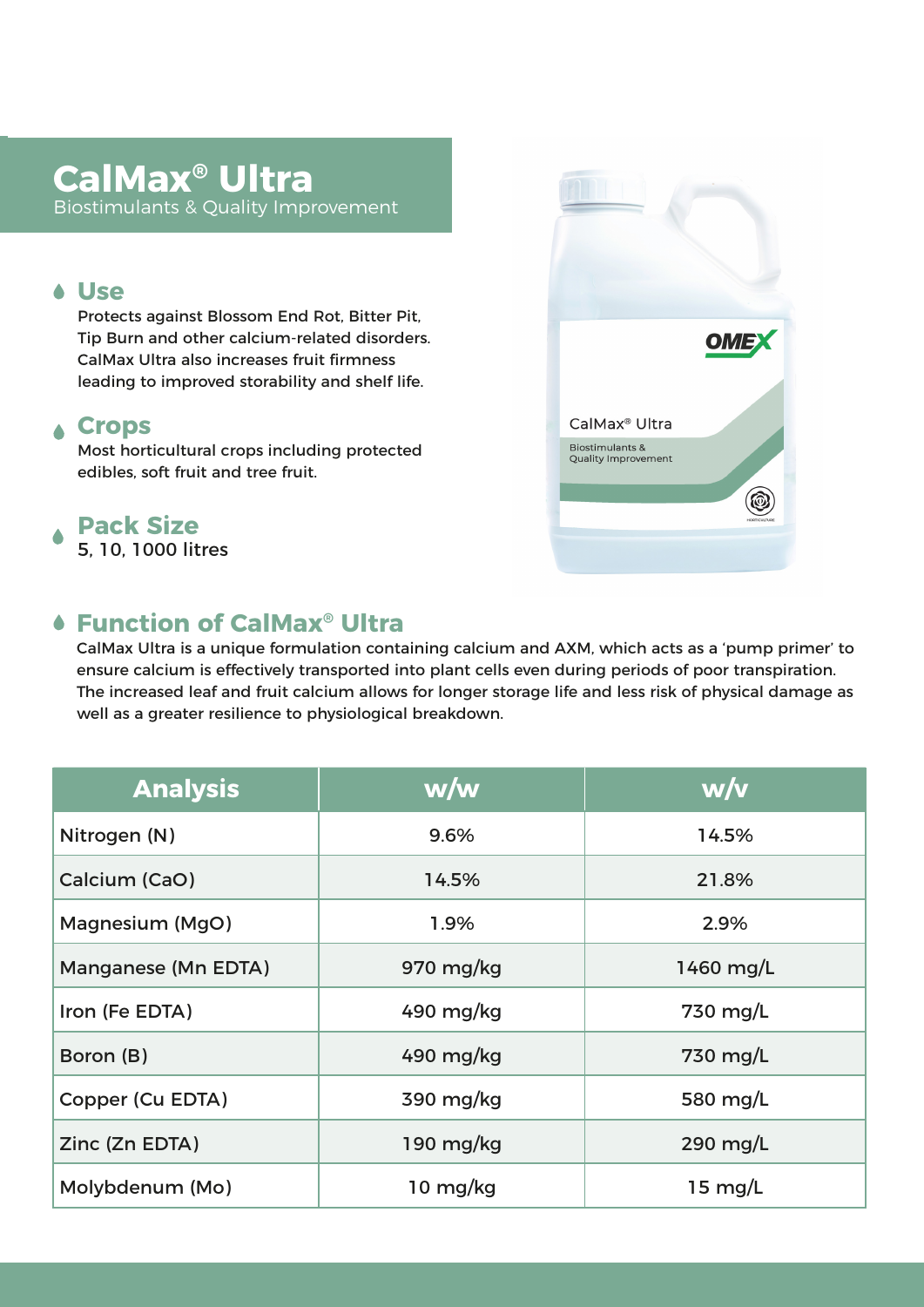# CalMax® Ultra

Biostimulants & Quality Improvement

## Use

Protects against Blossom End Rot, Bitter Pit, Tip Burn and other calcium-related disorders. CalMax Ultra also increases fruit firmness leading to improved storability and shelf life.

## Crops

Most horticultural crops including protected edibles, soft fruit and tree fruit.

## Pack Size

5, 10, 1000 litres

## Function of CalMax® Ultra

CalMax Ultra is a unique formulation containing calcium and AXM, which acts as a 'pump primer' to ensure calcium is effectively transported into plant cells even during periods of poor transpiration. The increased leaf and fruit calcium allows for longer storage life and less risk of physical damage as well as a greater resilience to physiological breakdown.

| Analysis | w/w | w/v |
|---|---|---|
| Nitrogen (N) | 9.6% | 14.5% |
| Calcium (CaO) | 14.5% | 21.8% |
| Magnesium (MgO) | 1.9% | 2.9% |
| Manganese (Mn EDTA) | 970 mg/kg | 1460 mg/L |
| Iron (Fe EDTA) | 490 mg/kg | 730 mg/L |
| Boron (B) | 490 mg/kg | 730 mg/L |
| Copper (Cu EDTA) | 390 mg/kg | 580 mg/L |
| Zinc (Zn EDTA) | 190 mg/kg | 290 mg/L |
| Molybdenum (Mo) | 10 mg/kg | 15 mg/L |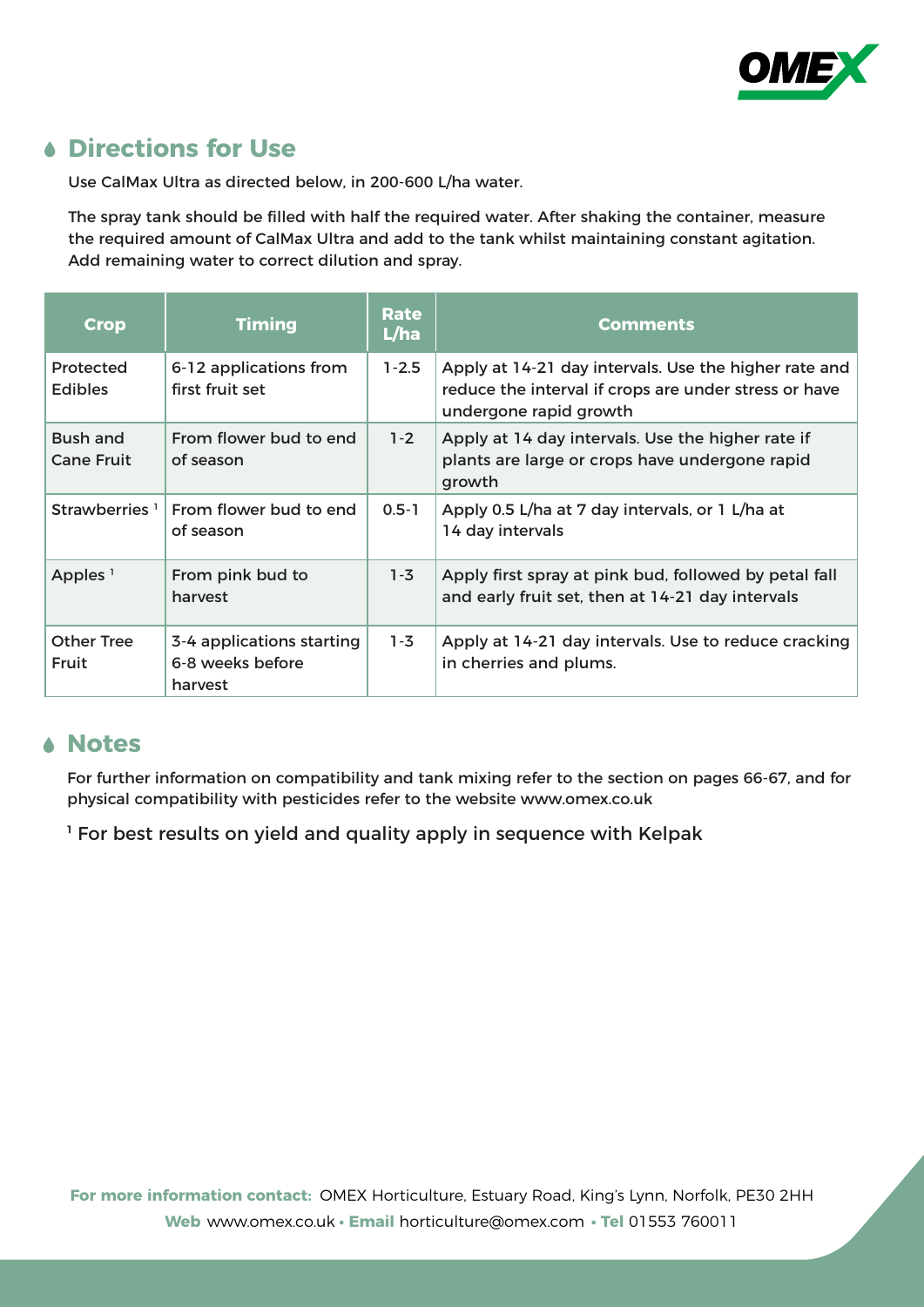## Directions for Use

Use CalMax Ultra as directed below, in 200-600 L/ha water.

The spray tank should be filled with half the required water. After shaking the container, measure the required amount of CalMax Ultra and add to the tank whilst maintaining constant agitation. Add remaining water to correct dilution and spray.

| Crop | Timing | Rate L/ha | Comments |
|---|---|---|---|
| Protected Edibles | 6-12 applications from first fruit set | 1-2.5 | Apply at 14-21 day intervals. Use the higher rate and reduce the interval if crops are under stress or have undergone rapid growth |
| Bush and Cane Fruit | From flower bud to end of season | 1-2 | Apply at 14 day intervals. Use the higher rate if plants are large or crops have undergone rapid growth |
| Strawberries [1] | From flower bud to end of season | 0.5-1 | Apply 0.5 L/ha at 7 day intervals, or 1 L/ha at 14 day intervals |
| Apples [1] | From pink bud to harvest | 1-3 | Apply first spray at pink bud, followed by petal fall and early fruit set, then at 14-21 day intervals |
| Other Tree Fruit | 3-4 applications starting 6-8 weeks before harvest | 1-3 | Apply at 14-21 day intervals. Use to reduce cracking in cherries and plums. |

## Notes

For further information on compatibility and tank mixing refer to the section on pages 66-67, and for physical compatibility with pesticides refer to the website www.omex.co.uk

[1] For best results on yield and quality apply in sequence with Kelpak

**For more information contact:** OMEX Horticulture, Estuary Road, King's Lynn, Norfolk, PE30 2HH
**Web** www.omex.co.uk • **Email** horticulture@omex.com • **Tel** 01553 760011